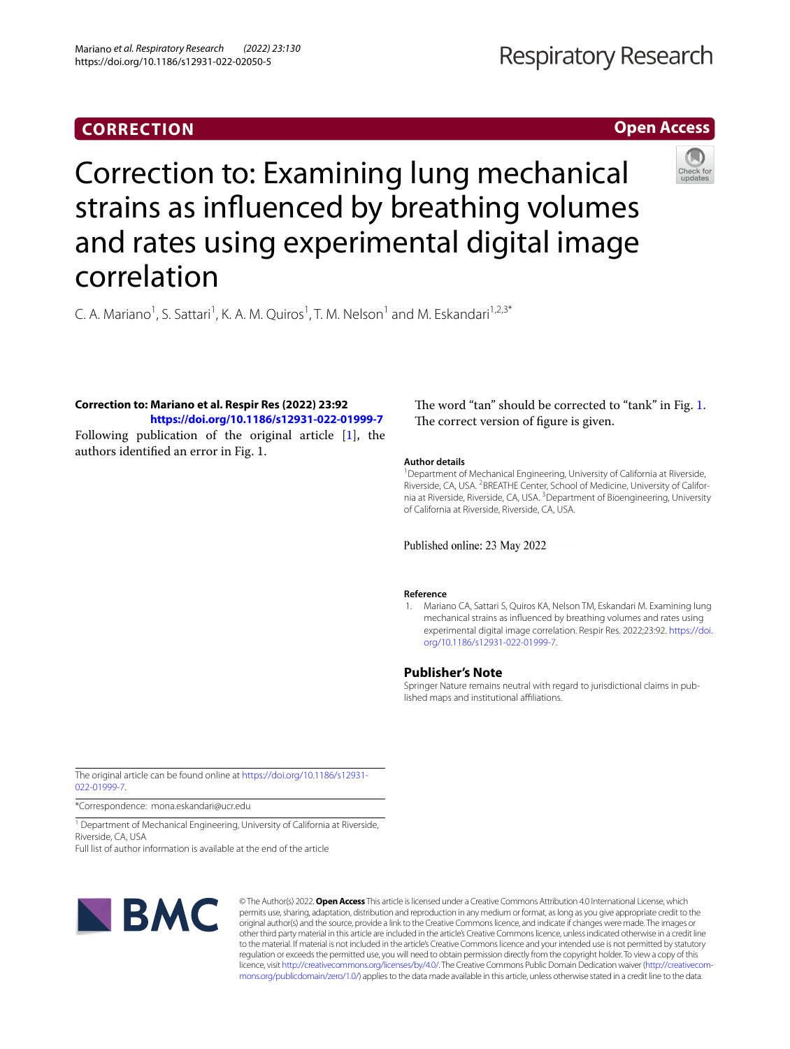**CORRECTION** **Open Access**

# Correction to: Examining lung mechanical strains as influenced by breathing volumes and rates using experimental digital image correlation

C. A. Mariano[1], S. Sattari[1], K. A. M. Quiros[1], T. M. Nelson[1] and M. Eskandari[1,2,3*]

**Correction to: Mariano et al. Respir Res (2022) 23:92 https://doi.org/10.1186/s12931-022-01999-7**

Following publication of the original article [1], the authors identified an error in Fig. 1.

The word "tan" should be corrected to "tank" in Fig. 1. The correct version of figure is given.

The original article can be found online at https://doi.org/10.1186/s12931-022-01999-7.

*Correspondence: mona.eskandari@ucr.edu

[1] Department of Mechanical Engineering, University of California at Riverside, Riverside, CA, USA

Full list of author information is available at the end of the article

### Author details

[1]Department of Mechanical Engineering, University of California at Riverside, Riverside, CA, USA. [2]BREATHE Center, School of Medicine, University of California at Riverside, Riverside, CA, USA. [3]Department of Bioengineering, University of California at Riverside, Riverside, CA, USA.

Published online: 23 May 2022

### Reference

1. Mariano CA, Sattari S, Quiros KA, Nelson TM, Eskandari M. Examining lung mechanical strains as influenced by breathing volumes and rates using experimental digital image correlation. Respir Res. 2022;23:92. https://doi.org/10.1186/s12931-022-01999-7.

## Publisher's Note

Springer Nature remains neutral with regard to jurisdictional claims in published maps and institutional affiliations.

© The Author(s) 2022. **Open Access** This article is licensed under a Creative Commons Attribution 4.0 International License, which permits use, sharing, adaptation, distribution and reproduction in any medium or format, as long as you give appropriate credit to the original author(s) and the source, provide a link to the Creative Commons licence, and indicate if changes were made. The images or other third party material in this article are included in the article's Creative Commons licence, unless indicated otherwise in a credit line to the material. If material is not included in the article's Creative Commons licence and your intended use is not permitted by statutory regulation or exceeds the permitted use, you will need to obtain permission directly from the copyright holder. To view a copy of this licence, visit http://creativecommons.org/licenses/by/4.0/. The Creative Commons Public Domain Dedication waiver (http://creativecommons.org/publicdomain/zero/1.0/) applies to the data made available in this article, unless otherwise stated in a credit line to the data.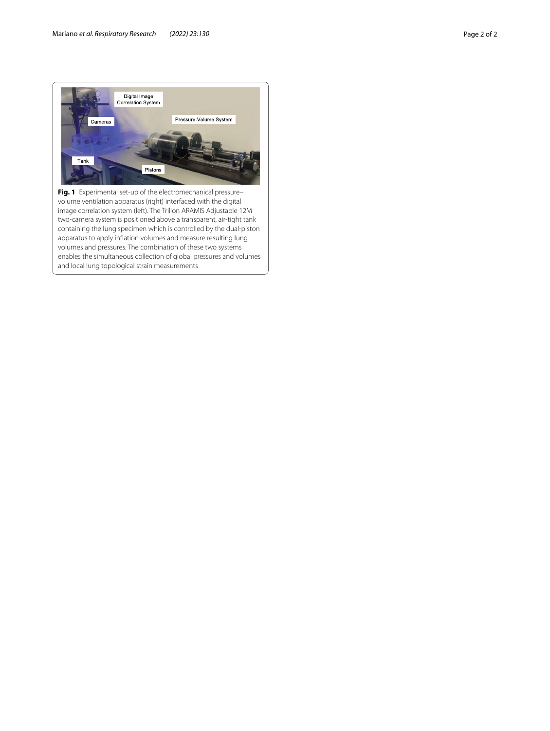**Fig. 1** Experimental set-up of the electromechanical pressure–volume ventilation apparatus (right) interfaced with the digital image correlation system (left). The Trilion ARAMIS Adjustable 12M two-camera system is positioned above a transparent, air-tight tank containing the lung specimen which is controlled by the dual-piston apparatus to apply inflation volumes and measure resulting lung volumes and pressures. The combination of these two systems enables the simultaneous collection of global pressures and volumes and local lung topological strain measurements